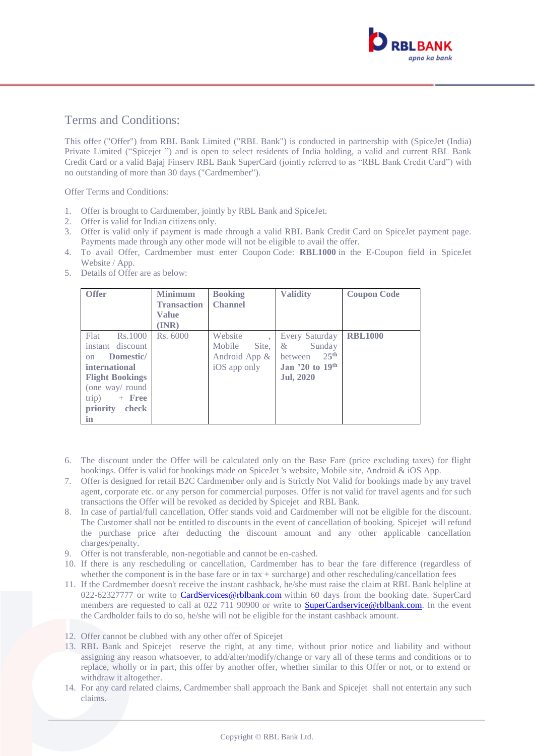# Terms and Conditions:

This offer ("Offer") from RBL Bank Limited ("RBL Bank") is conducted in partnership with (SpiceJet (India) Private Limited ("Spicejet ") and is open to select residents of India holding, a valid and current RBL Bank Credit Card or a valid Bajaj Finserv RBL Bank SuperCard (jointly referred to as "RBL Bank Credit Card") with no outstanding of more than 30 days ("Cardmember").

Offer Terms and Conditions:

1. Offer is brought to Cardmember, jointly by RBL Bank and SpiceJet.
2. Offer is valid for Indian citizens only.
3. Offer is valid only if payment is made through a valid RBL Bank Credit Card on SpiceJet payment page. Payments made through any other mode will not be eligible to avail the offer.
4. To avail Offer, Cardmember must enter Coupon Code: **RBL1000** in the E-Coupon field in SpiceJet Website / App.
5. Details of Offer are as below:

| Offer | Minimum Transaction Value (INR) | Booking Channel | Validity | Coupon Code |
|---|---|---|---|---|
| Flat Rs.1000 instant discount on **Domestic/ international Flight Bookings** (one way/ round trip) + **Free priority check in** | Rs. 6000 | Website , Mobile Site, Android App & iOS app only | Every Saturday & Sunday between 25th **Jan '20 to 19th Jul, 2020** | **RBL1000** |

6. The discount under the Offer will be calculated only on the Base Fare (price excluding taxes) for flight bookings. Offer is valid for bookings made on SpiceJet 's website, Mobile site, Android & iOS App.
7. Offer is designed for retail B2C Cardmember only and is Strictly Not Valid for bookings made by your travel agent, corporate etc. or any person for commercial purposes. Offer is not valid for travel agents and for such transactions the Offer will be revoked as decided by Spicejet and RBL Bank.
8. In case of partial/full cancellation, Offer stands void and Cardmember will not be eligible for the discount. The Customer shall not be entitled to discounts in the event of cancellation of booking. Spicejet will refund the purchase price after deducting the discount amount and any other applicable cancellation charges/penalty.
9. Offer is not transferable, non-negotiable and cannot be en-cashed.
10. If there is any rescheduling or cancellation, Cardmember has to bear the fare difference (regardless of whether the component is in the base fare or in tax + surcharge) and other rescheduling/cancellation fees
11. If the Cardmember doesn't receive the instant cashback, he/she must raise the claim at RBL Bank helpline at 022-62327777 or write to CardServices@rblbank.com within 60 days from the booking date. SuperCard members are requested to call at 022 711 90900 or write to SuperCardservice@rblbank.com. In the event the Cardholder fails to do so, he/she will not be eligible for the instant cashback amount.
12. Offer cannot be clubbed with any other offer of Spicejet
13. RBL Bank and Spicejet reserve the right, at any time, without prior notice and liability and without assigning any reason whatsoever, to add/alter/modify/change or vary all of these terms and conditions or to replace, wholly or in part, this offer by another offer, whether similar to this Offer or not, or to extend or withdraw it altogether.
14. For any card related claims, Cardmember shall approach the Bank and Spicejet shall not entertain any such claims.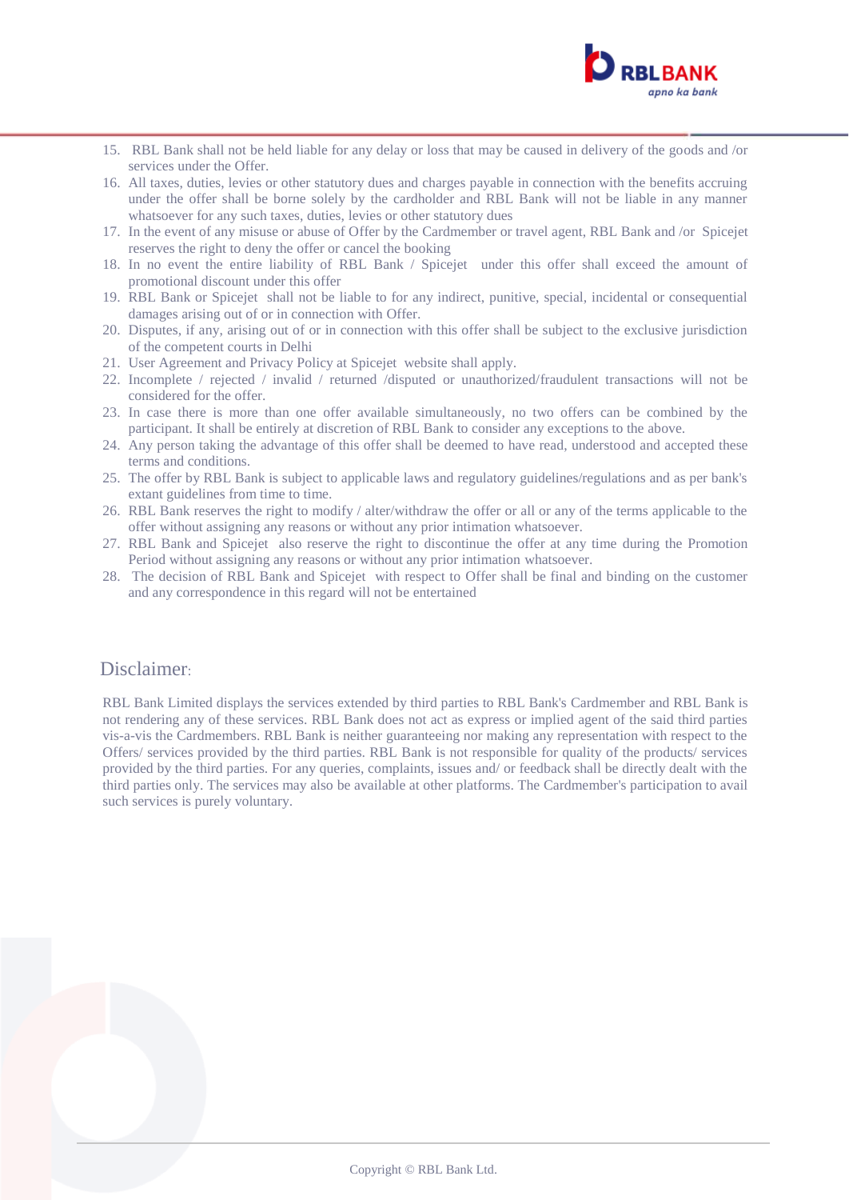15. RBL Bank shall not be held liable for any delay or loss that may be caused in delivery of the goods and /or services under the Offer.
16. All taxes, duties, levies or other statutory dues and charges payable in connection with the benefits accruing under the offer shall be borne solely by the cardholder and RBL Bank will not be liable in any manner whatsoever for any such taxes, duties, levies or other statutory dues
17. In the event of any misuse or abuse of Offer by the Cardmember or travel agent, RBL Bank and /or Spicejet reserves the right to deny the offer or cancel the booking
18. In no event the entire liability of RBL Bank / Spicejet under this offer shall exceed the amount of promotional discount under this offer
19. RBL Bank or Spicejet shall not be liable to for any indirect, punitive, special, incidental or consequential damages arising out of or in connection with Offer.
20. Disputes, if any, arising out of or in connection with this offer shall be subject to the exclusive jurisdiction of the competent courts in Delhi
21. User Agreement and Privacy Policy at Spicejet website shall apply.
22. Incomplete / rejected / invalid / returned /disputed or unauthorized/fraudulent transactions will not be considered for the offer.
23. In case there is more than one offer available simultaneously, no two offers can be combined by the participant. It shall be entirely at discretion of RBL Bank to consider any exceptions to the above.
24. Any person taking the advantage of this offer shall be deemed to have read, understood and accepted these terms and conditions.
25. The offer by RBL Bank is subject to applicable laws and regulatory guidelines/regulations and as per bank's extant guidelines from time to time.
26. RBL Bank reserves the right to modify / alter/withdraw the offer or all or any of the terms applicable to the offer without assigning any reasons or without any prior intimation whatsoever.
27. RBL Bank and Spicejet also reserve the right to discontinue the offer at any time during the Promotion Period without assigning any reasons or without any prior intimation whatsoever.
28. The decision of RBL Bank and Spicejet with respect to Offer shall be final and binding on the customer and any correspondence in this regard will not be entertained

## Disclaimer:

RBL Bank Limited displays the services extended by third parties to RBL Bank's Cardmember and RBL Bank is not rendering any of these services. RBL Bank does not act as express or implied agent of the said third parties vis-a-vis the Cardmembers. RBL Bank is neither guaranteeing nor making any representation with respect to the Offers/ services provided by the third parties. RBL Bank is not responsible for quality of the products/ services provided by the third parties. For any queries, complaints, issues and/ or feedback shall be directly dealt with the third parties only. The services may also be available at other platforms. The Cardmember's participation to avail such services is purely voluntary.